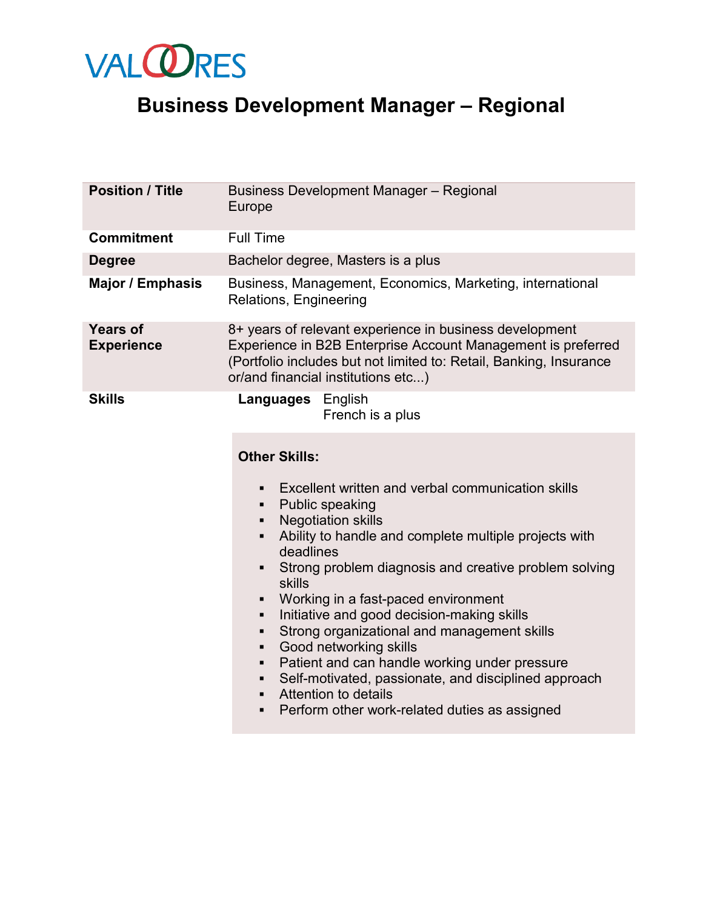VALOORES

# Business Development Manager – Regional

| | |
|---|---|
| **Position / Title** | Business Development Manager – Regional<br>Europe |
| **Commitment** | Full Time |
| **Degree** | Bachelor degree, Masters is a plus |
| **Major / Emphasis** | Business, Management, Economics, Marketing, international Relations, Engineering |
| **Years of Experience** | 8+ years of relevant experience in business development<br>Experience in B2B Enterprise Account Management is preferred (Portfolio includes but not limited to: Retail, Banking, Insurance or/and financial institutions etc...) |
| **Skills** | **Languages** English<br>French is a plus |

**Other Skills:**

- Excellent written and verbal communication skills
- Public speaking
- Negotiation skills
- Ability to handle and complete multiple projects with deadlines
- Strong problem diagnosis and creative problem solving skills
- Working in a fast-paced environment
- Initiative and good decision-making skills
- Strong organizational and management skills
- Good networking skills
- Patient and can handle working under pressure
- Self-motivated, passionate, and disciplined approach
- Attention to details
- Perform other work-related duties as assigned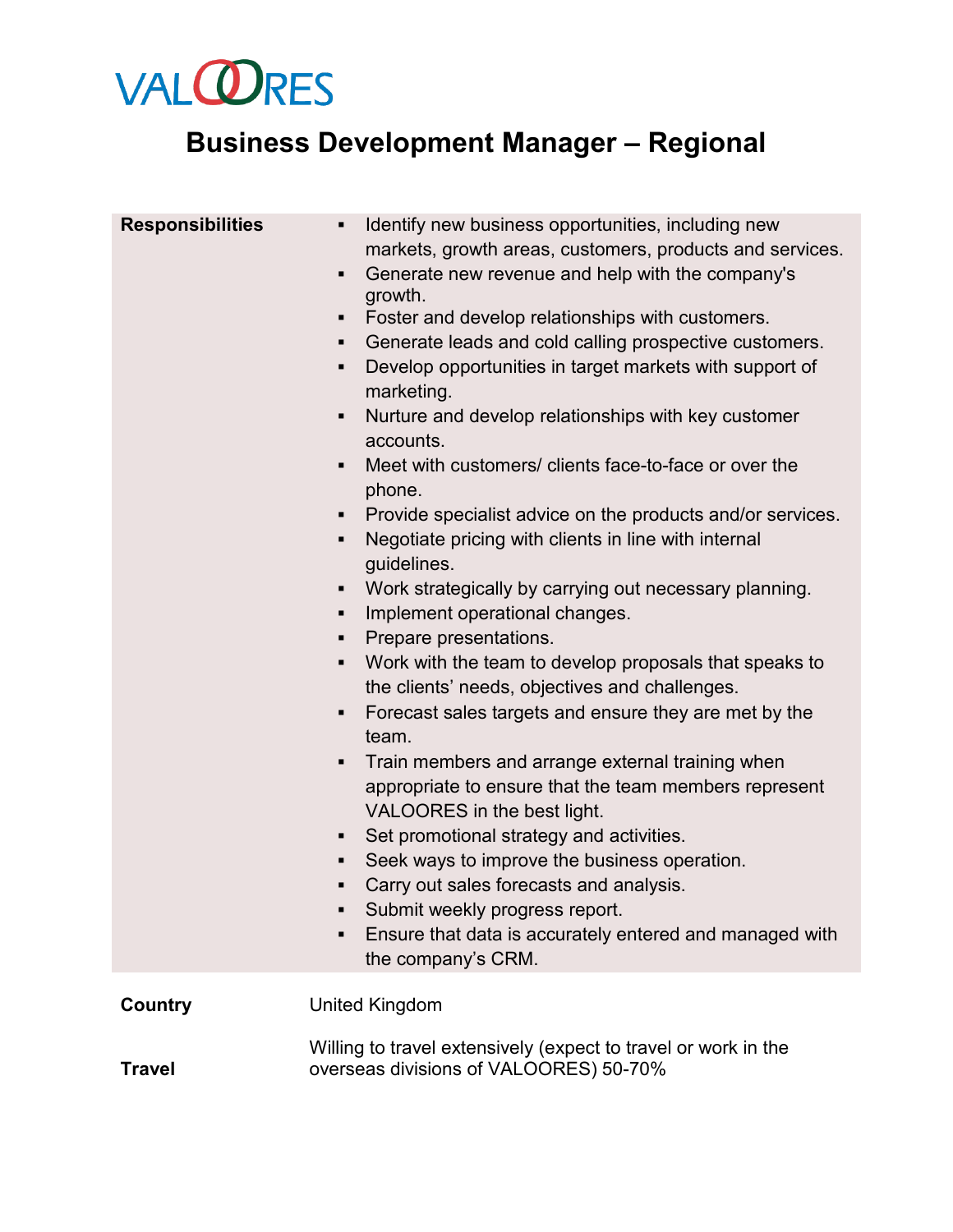VALOORES

# Business Development Manager – Regional

**Responsibilities**

- Identify new business opportunities, including new markets, growth areas, customers, products and services.
- Generate new revenue and help with the company's growth.
- Foster and develop relationships with customers.
- Generate leads and cold calling prospective customers.
- Develop opportunities in target markets with support of marketing.
- Nurture and develop relationships with key customer accounts.
- Meet with customers/ clients face-to-face or over the phone.
- Provide specialist advice on the products and/or services.
- Negotiate pricing with clients in line with internal guidelines.
- Work strategically by carrying out necessary planning.
- Implement operational changes.
- Prepare presentations.
- Work with the team to develop proposals that speaks to the clients' needs, objectives and challenges.
- Forecast sales targets and ensure they are met by the team.
- Train members and arrange external training when appropriate to ensure that the team members represent VALOORES in the best light.
- Set promotional strategy and activities.
- Seek ways to improve the business operation.
- Carry out sales forecasts and analysis.
- Submit weekly progress report.
- Ensure that data is accurately entered and managed with the company's CRM.

**Country** United Kingdom

**Travel** Willing to travel extensively (expect to travel or work in the overseas divisions of VALOORES) 50-70%